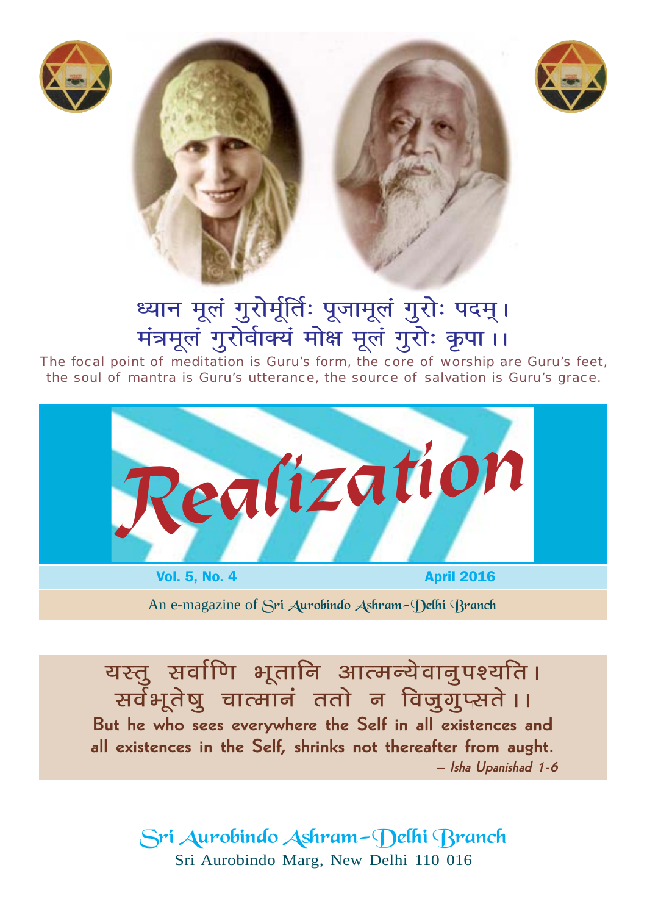ध्यान मूलं गुरोर्मूर्तिः पूजामूलं गुरोः पदम्।
मंत्रमूलं गुरोर्वाक्यं मोक्ष मूलं गुरोः कृपा।।

The focal point of meditation is Guru's form, the core of worship are Guru's feet, the soul of mantra is Guru's utterance, the source of salvation is Guru's grace.

# Realization

**Vol. 5, No. 4** **April 2016**

An e-magazine of Sri Aurobindo Ashram-Delhi Branch

यस्तु सर्वाणि भूतानि आत्मन्येवानुपश्यति।
सर्वभूतेषु चात्मानं ततो न विजुगुप्सते।।

**But he who sees everywhere the Self in all existences and all existences in the Self, shrinks not thereafter from aught.**

*– Isha Upanishad 1-6*

Sri Aurobindo Ashram-Delhi Branch
Sri Aurobindo Marg, New Delhi 110 016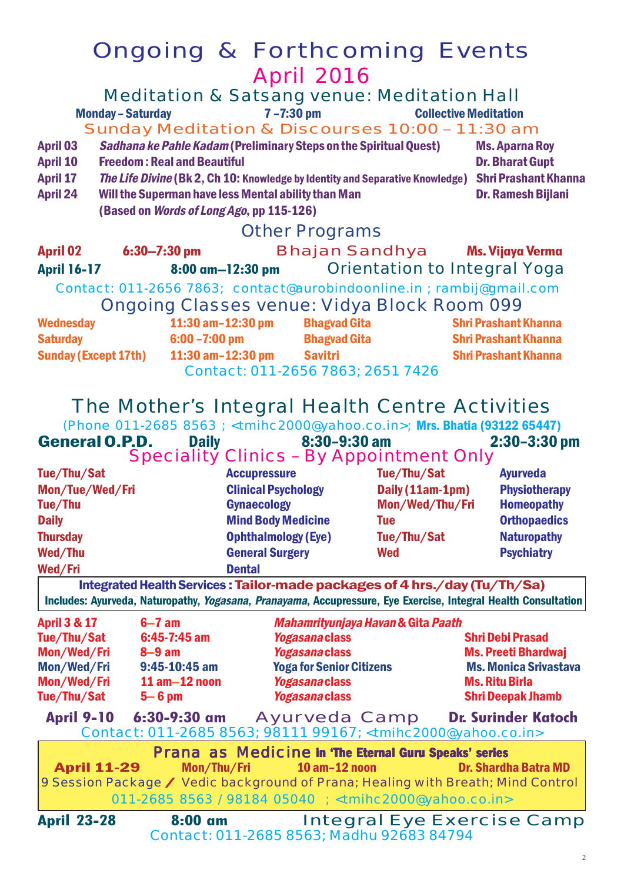# Ongoing & Forthcoming Events

## April 2016

### Meditation & Satsang venue: Meditation Hall

**Monday – Saturday** **7 –7:30 pm** **Collective Meditation**

### Sunday Meditation & Discourses 10:00 – 11:30 am

| Date | Topic | Speaker |
|---|---|---|
| April 03 | ***Sadhana ke Pahle Kadam*** **(Preliminary Steps on the Spiritual Quest)** | **Ms. Aparna Roy** |
| April 10 | **Freedom : Real and Beautiful** | **Dr. Bharat Gupt** |
| April 17 | ***The Life Divine*** **(Bk 2, Ch 10: Knowledge by Identity and Separative Knowledge)** | **Shri Prashant Khanna** |
| April 24 | **Will the Superman have less Mental ability than Man (Based on *Words of Long Ago*, pp 115-126)** | **Dr. Ramesh Bijlani** |

### Other Programs

**April 02** **6:30–7:30 pm** Bhajan Sandhya **Ms. Vijaya Verma**

**April 16-17** **8:00 am–12:30 pm** Orientation to Integral Yoga

Contact: 011-2656 7863; contact@aurobindoonline.in ; rambij@gmail.com

### Ongoing Classes venue: Vidya Block Room 099

| Day | Time | Class | Teacher |
|---|---|---|---|
| Wednesday | 11:30 am–12:30 pm | Bhagvad Gita | Shri Prashant Khanna |
| Saturday | 6:00 –7:00 pm | Bhagvad Gita | Shri Prashant Khanna |
| Sunday (Except 17th) | 11:30 am–12:30 pm | Savitri | Shri Prashant Khanna |

Contact: 011-2656 7863; 2651 7426

## The Mother's Integral Health Centre Activities

(Phone 011-2685 8563 ; <tmihc2000@yahoo.co.in>; **Mrs. Bhatia (93122 65447)**

**General O.P.D.** **Daily** **8:30–9:30 am** **2:30–3:30 pm**

### Speciality Clinics – By Appointment Only

| Days | Clinic | Days | Clinic |
|---|---|---|---|
| Tue/Thu/Sat | Accupressure | Tue/Thu/Sat | Ayurveda |
| Mon/Tue/Wed/Fri | Clinical Psychology | Daily (11am-1pm) | Physiotherapy |
| Tue/Thu | Gynaecology | Mon/Wed/Thu/Fri | Homeopathy |
| Daily | Mind Body Medicine | Tue | Orthopaedics |
| Thursday | Ophthalmology (Eye) | Tue/Thu/Sat | Naturopathy |
| Wed/Thu | General Surgery | Wed | Psychiatry |
| Wed/Fri | Dental | | |

**Integrated Health Services : Tailor-made packages of 4 hrs./day (Tu/Th/Sa)**
**Includes: Ayurveda, Naturopathy, *Yogasana*, *Pranayama*, Accupressure, Eye Exercise, Integral Health Consultation**

| Days | Time | Activity | Teacher |
|---|---|---|---|
| April 3 & 17 | 6–7 am | *Mahamrityunjaya Havan* & Gita *Paath* | |
| Tue/Thu/Sat | 6:45-7:45 am | *Yogasana* class | Shri Debi Prasad |
| Mon/Wed/Fri | 8–9 am | *Yogasana* class | Ms. Preeti Bhardwaj |
| Mon/Wed/Fri | 9:45-10:45 am | Yoga for Senior Citizens | Ms. Monica Srivastava |
| Mon/Wed/Fri | 11 am–12 noon | *Yogasana* class | Ms. Ritu Birla |
| Tue/Thu/Sat | 5– 6 pm | *Yogasana* class | Shri Deepak Jhamb |

**April 9-10** **6:30-9:30 am** Ayurveda Camp **Dr. Surinder Katoch**

Contact: 011-2685 8563; 98111 99167; <tmihc2000@yahoo.co.in>

**Prana as Medicine** **In 'The Eternal Guru Speaks' series**

**April 11-29** **Mon/Thu/Fri** **10 am–12 noon** **Dr. Shardha Batra MD**

9 Session Package / Vedic background of Prana; Healing with Breath; Mind Control

011-2685 8563 / 98184 05040 ; <tmihc2000@yahoo.co.in>

**April 23-28** **8:00 am** Integral Eye Exercise Camp

Contact: 011-2685 8563; Madhu 92683 84794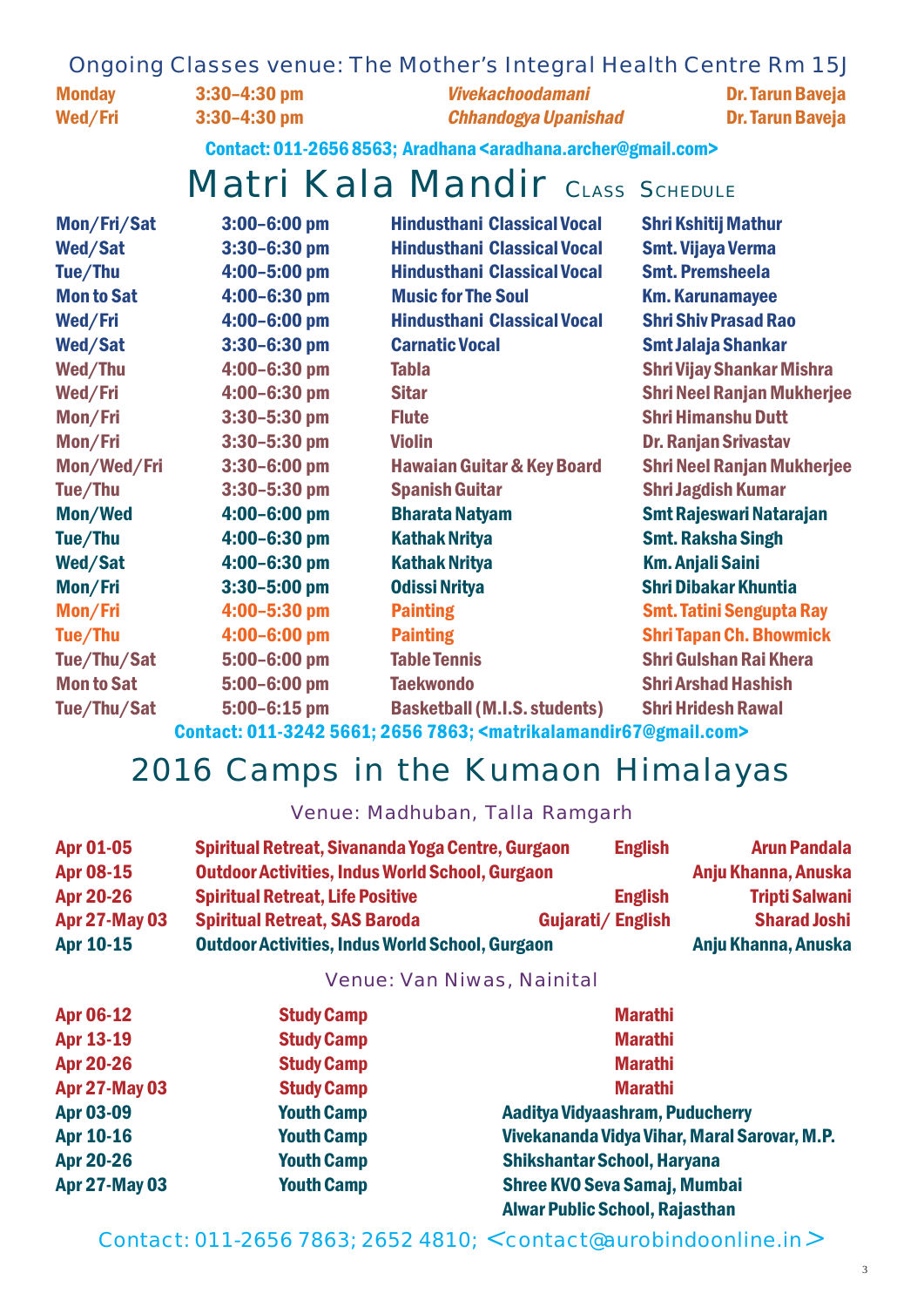## Ongoing Classes venue: The Mother's Integral Health Centre Rm 15J

| | | | |
|---|---|---|---|
| Monday | 3:30–4:30 pm | *Vivekachoodamani* | Dr. Tarun Baveja |
| Wed/Fri | 3:30–4:30 pm | *Chhandogya Upanishad* | Dr. Tarun Baveja |

Contact: 011-2656 8563; Aradhana <aradhana.archer@gmail.com>

# Matri Kala Mandir CLASS SCHEDULE

| | | | |
|---|---|---|---|
| Mon/Fri/Sat | 3:00–6:00 pm | Hindusthani Classical Vocal | Shri Kshitij Mathur |
| Wed/Sat | 3:30–6:30 pm | Hindusthani Classical Vocal | Smt. Vijaya Verma |
| Tue/Thu | 4:00–5:00 pm | Hindusthani Classical Vocal | Smt. Premsheela |
| Mon to Sat | 4:00–6:30 pm | Music for The Soul | Km. Karunamayee |
| Wed/Fri | 4:00–6:00 pm | Hindusthani Classical Vocal | Shri Shiv Prasad Rao |
| Wed/Sat | 3:30–6:30 pm | Carnatic Vocal | Smt Jalaja Shankar |
| Wed/Thu | 4:00–6:30 pm | Tabla | Shri Vijay Shankar Mishra |
| Wed/Fri | 4:00–6:30 pm | Sitar | Shri Neel Ranjan Mukherjee |
| Mon/Fri | 3:30–5:30 pm | Flute | Shri Himanshu Dutt |
| Mon/Fri | 3:30–5:30 pm | Violin | Dr. Ranjan Srivastav |
| Mon/Wed/Fri | 3:30–6:00 pm | Hawaian Guitar & Key Board | Shri Neel Ranjan Mukherjee |
| Tue/Thu | 3:30–5:30 pm | Spanish Guitar | Shri Jagdish Kumar |
| Mon/Wed | 4:00–6:00 pm | Bharata Natyam | Smt Rajeswari Natarajan |
| Tue/Thu | 4:00–6:30 pm | Kathak Nritya | Smt. Raksha Singh |
| Wed/Sat | 4:00–6:30 pm | Kathak Nritya | Km. Anjali Saini |
| Mon/Fri | 3:30–5:00 pm | Odissi Nritya | Shri Dibakar Khuntia |
| Mon/Fri | 4:00–5:30 pm | Painting | Smt. Tatini Sengupta Ray |
| Tue/Thu | 4:00–6:00 pm | Painting | Shri Tapan Ch. Bhowmick |
| Tue/Thu/Sat | 5:00–6:00 pm | Table Tennis | Shri Gulshan Rai Khera |
| Mon to Sat | 5:00–6:00 pm | Taekwondo | Shri Arshad Hashish |
| Tue/Thu/Sat | 5:00–6:15 pm | Basketball (M.I.S. students) | Shri Hridesh Rawal |

Contact: 011-3242 5661; 2656 7863; <matrikalamandir67@gmail.com>

# 2016 Camps in the Kumaon Himalayas

### Venue: Madhuban, Talla Ramgarh

| | | | |
|---|---|---|---|
| Apr 01-05 | Spiritual Retreat, Sivananda Yoga Centre, Gurgaon | English | Arun Pandala |
| Apr 08-15 | Outdoor Activities, Indus World School, Gurgaon | | Anju Khanna, Anuska |
| Apr 20-26 | Spiritual Retreat, Life Positive | English | Tripti Salwani |
| Apr 27-May 03 | Spiritual Retreat, SAS Baroda | Gujarati/ English | Sharad Joshi |
| Apr 10-15 | Outdoor Activities, Indus World School, Gurgaon | | Anju Khanna, Anuska |

### Venue: Van Niwas, Nainital

| | | |
|---|---|---|
| Apr 06-12 | Study Camp | Marathi |
| Apr 13-19 | Study Camp | Marathi |
| Apr 20-26 | Study Camp | Marathi |
| Apr 27-May 03 | Study Camp | Marathi |
| Apr 03-09 | Youth Camp | Aaditya Vidyaashram, Puducherry |
| Apr 10-16 | Youth Camp | Vivekananda Vidya Vihar, Maral Sarovar, M.P. |
| Apr 20-26 | Youth Camp | Shikshantar School, Haryana |
| Apr 27-May 03 | Youth Camp | Shree KVO Seva Samaj, Mumbai |
| | | Alwar Public School, Rajasthan |

Contact: 011-2656 7863; 2652 4810; <contact@aurobindoonline.in>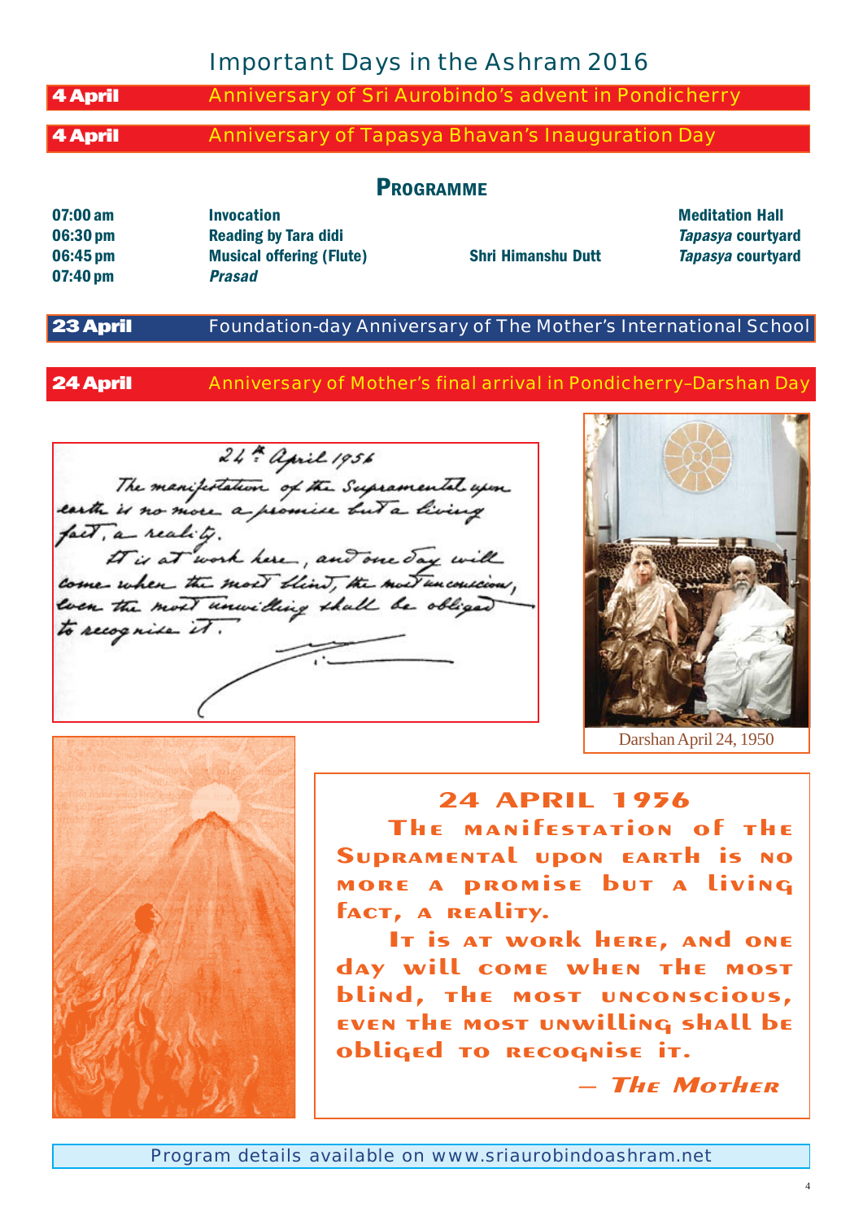# Important Days in the Ashram 2016

**4 April** — Anniversary of Sri Aurobindo's advent in Pondicherry

**4 April** — Anniversary of Tapasya Bhavan's Inauguration Day

## Programme

| | | | |
|---|---|---|---|
| **07:00 am** | **Invocation** | | **Meditation Hall** |
| **06:30 pm** | **Reading by Tara didi** | | ***Tapasya* courtyard** |
| **06:45 pm** | **Musical offering (Flute)** | **Shri Himanshu Dutt** | ***Tapasya* courtyard** |
| **07:40 pm** | ***Prasad*** | | |

**23 April** — Foundation-day Anniversary of The Mother's International School

**24 April** — Anniversary of Mother's final arrival in Pondicherry–Darshan Day

24th April 1956

The manifestation of the Supramental upon earth is no more a promise but a living fact, a reality.

It is at work here, and one day will come when the most blind, the most unconscious, even the most unwilling shall be obliged to recognise it.

Darshan April 24, 1950

**24 APRIL 1956**

**The manifestation of the Supramental upon earth is no more a promise but a living fact, a reality.**

**It is at work here, and one day will come when the most blind, the most unconscious, even the most unwilling shall be obliged to recognise it.**

***— The Mother***

Program details available on www.sriaurobindoashram.net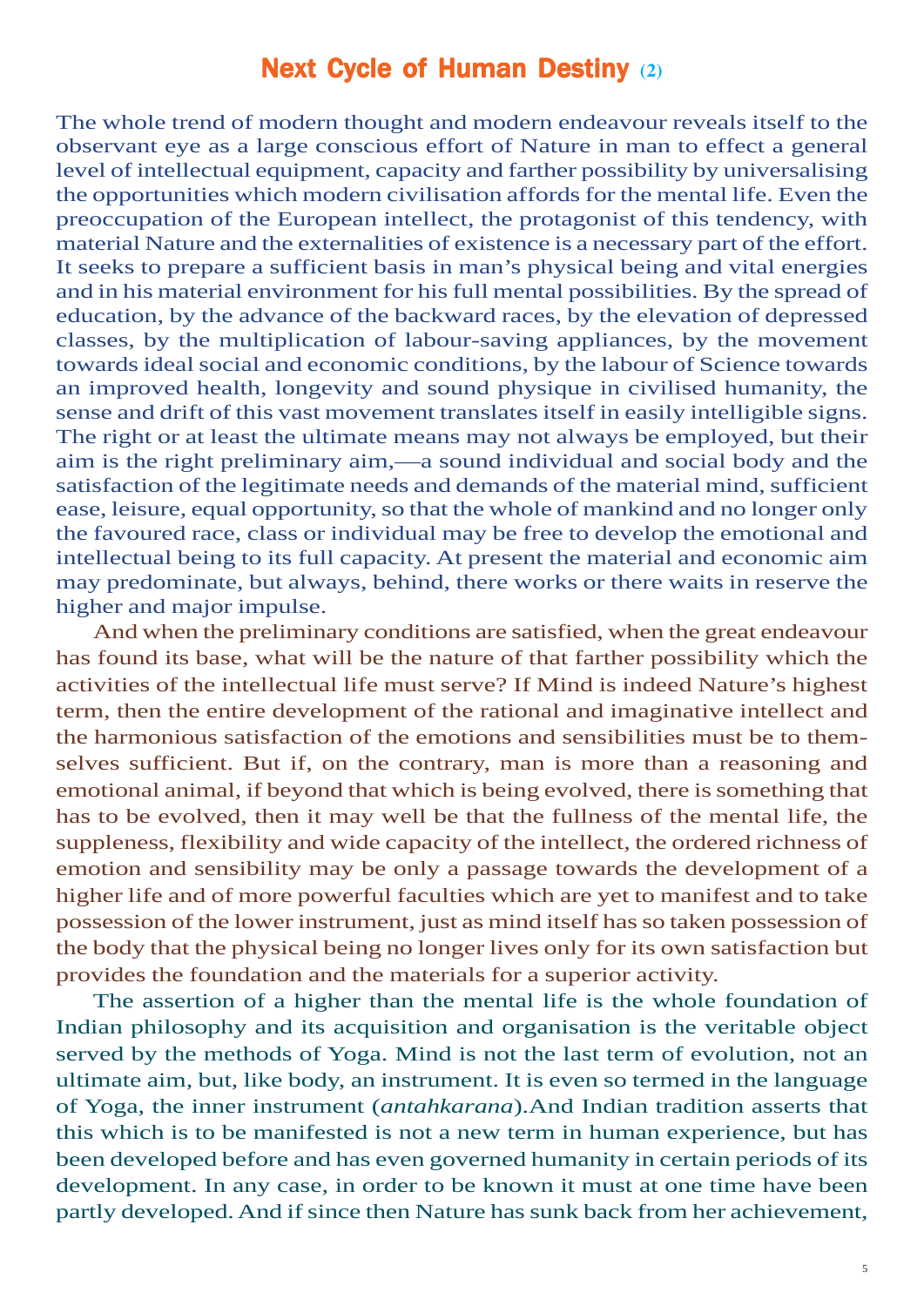# Next Cycle of Human Destiny (2)

The whole trend of modern thought and modern endeavour reveals itself to the observant eye as a large conscious effort of Nature in man to effect a general level of intellectual equipment, capacity and farther possibility by universalising the opportunities which modern civilisation affords for the mental life. Even the preoccupation of the European intellect, the protagonist of this tendency, with material Nature and the externalities of existence is a necessary part of the effort. It seeks to prepare a sufficient basis in man's physical being and vital energies and in his material environment for his full mental possibilities. By the spread of education, by the advance of the backward races, by the elevation of depressed classes, by the multiplication of labour-saving appliances, by the movement towards ideal social and economic conditions, by the labour of Science towards an improved health, longevity and sound physique in civilised humanity, the sense and drift of this vast movement translates itself in easily intelligible signs. The right or at least the ultimate means may not always be employed, but their aim is the right preliminary aim,—a sound individual and social body and the satisfaction of the legitimate needs and demands of the material mind, sufficient ease, leisure, equal opportunity, so that the whole of mankind and no longer only the favoured race, class or individual may be free to develop the emotional and intellectual being to its full capacity. At present the material and economic aim may predominate, but always, behind, there works or there waits in reserve the higher and major impulse.

And when the preliminary conditions are satisfied, when the great endeavour has found its base, what will be the nature of that farther possibility which the activities of the intellectual life must serve? If Mind is indeed Nature's highest term, then the entire development of the rational and imaginative intellect and the harmonious satisfaction of the emotions and sensibilities must be to themselves sufficient. But if, on the contrary, man is more than a reasoning and emotional animal, if beyond that which is being evolved, there is something that has to be evolved, then it may well be that the fullness of the mental life, the suppleness, flexibility and wide capacity of the intellect, the ordered richness of emotion and sensibility may be only a passage towards the development of a higher life and of more powerful faculties which are yet to manifest and to take possession of the lower instrument, just as mind itself has so taken possession of the body that the physical being no longer lives only for its own satisfaction but provides the foundation and the materials for a superior activity.

The assertion of a higher than the mental life is the whole foundation of Indian philosophy and its acquisition and organisation is the veritable object served by the methods of Yoga. Mind is not the last term of evolution, not an ultimate aim, but, like body, an instrument. It is even so termed in the language of Yoga, the inner instrument (*antahkarana*).And Indian tradition asserts that this which is to be manifested is not a new term in human experience, but has been developed before and has even governed humanity in certain periods of its development. In any case, in order to be known it must at one time have been partly developed. And if since then Nature has sunk back from her achievement,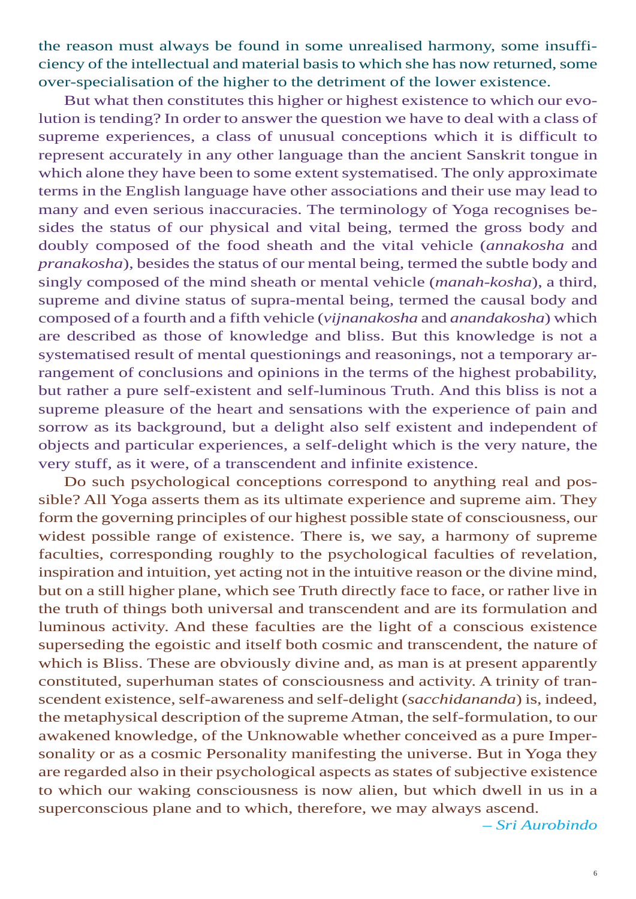the reason must always be found in some unrealised harmony, some insufficiency of the intellectual and material basis to which she has now returned, some over-specialisation of the higher to the detriment of the lower existence.

But what then constitutes this higher or highest existence to which our evolution is tending? In order to answer the question we have to deal with a class of supreme experiences, a class of unusual conceptions which it is difficult to represent accurately in any other language than the ancient Sanskrit tongue in which alone they have been to some extent systematised. The only approximate terms in the English language have other associations and their use may lead to many and even serious inaccuracies. The terminology of Yoga recognises besides the status of our physical and vital being, termed the gross body and doubly composed of the food sheath and the vital vehicle (*annakosha* and *pranakosha*), besides the status of our mental being, termed the subtle body and singly composed of the mind sheath or mental vehicle (*manah-kosha*), a third, supreme and divine status of supra-mental being, termed the causal body and composed of a fourth and a fifth vehicle (*vijnanakosha* and *anandakosha*) which are described as those of knowledge and bliss. But this knowledge is not a systematised result of mental questionings and reasonings, not a temporary arrangement of conclusions and opinions in the terms of the highest probability, but rather a pure self-existent and self-luminous Truth. And this bliss is not a supreme pleasure of the heart and sensations with the experience of pain and sorrow as its background, but a delight also self existent and independent of objects and particular experiences, a self-delight which is the very nature, the very stuff, as it were, of a transcendent and infinite existence.

Do such psychological conceptions correspond to anything real and possible? All Yoga asserts them as its ultimate experience and supreme aim. They form the governing principles of our highest possible state of consciousness, our widest possible range of existence. There is, we say, a harmony of supreme faculties, corresponding roughly to the psychological faculties of revelation, inspiration and intuition, yet acting not in the intuitive reason or the divine mind, but on a still higher plane, which see Truth directly face to face, or rather live in the truth of things both universal and transcendent and are its formulation and luminous activity. And these faculties are the light of a conscious existence superseding the egoistic and itself both cosmic and transcendent, the nature of which is Bliss. These are obviously divine and, as man is at present apparently constituted, superhuman states of consciousness and activity. A trinity of transcendent existence, self-awareness and self-delight (*sacchidananda*) is, indeed, the metaphysical description of the supreme Atman, the self-formulation, to our awakened knowledge, of the Unknowable whether conceived as a pure Impersonality or as a cosmic Personality manifesting the universe. But in Yoga they are regarded also in their psychological aspects as states of subjective existence to which our waking consciousness is now alien, but which dwell in us in a superconscious plane and to which, therefore, we may always ascend.

*– Sri Aurobindo*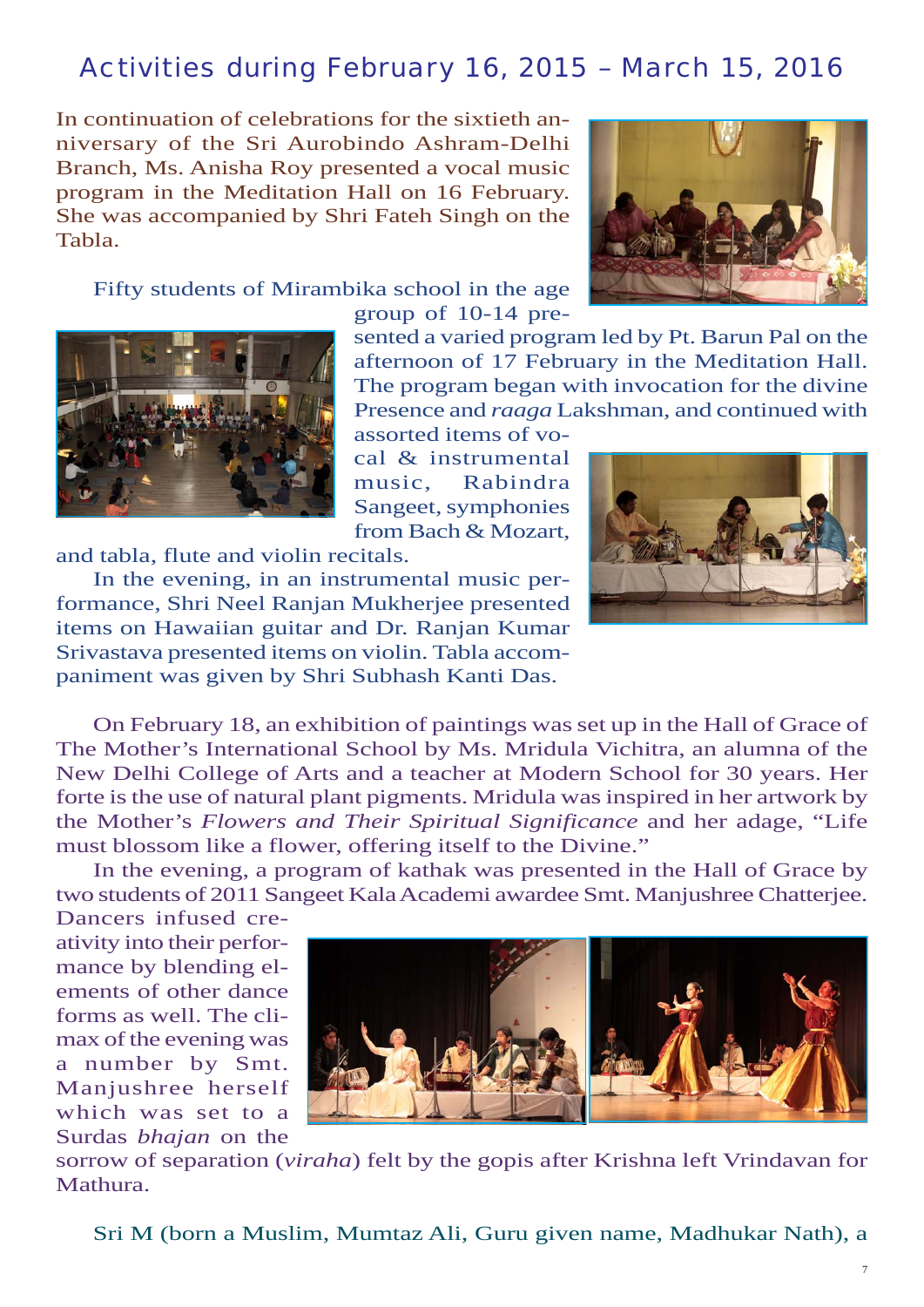## Activities during February 16, 2015 – March 15, 2016

In continuation of celebrations for the sixtieth anniversary of the Sri Aurobindo Ashram-Delhi Branch, Ms. Anisha Roy presented a vocal music program in the Meditation Hall on 16 February. She was accompanied by Shri Fateh Singh on the Tabla.

Fifty students of Mirambika school in the age group of 10-14 presented a varied program led by Pt. Barun Pal on the afternoon of 17 February in the Meditation Hall. The program began with invocation for the divine Presence and *raaga* Lakshman, and continued with assorted items of vocal & instrumental music, Rabindra Sangeet, symphonies from Bach & Mozart, and tabla, flute and violin recitals.

In the evening, in an instrumental music performance, Shri Neel Ranjan Mukherjee presented items on Hawaiian guitar and Dr. Ranjan Kumar Srivastava presented items on violin. Tabla accompaniment was given by Shri Subhash Kanti Das.

On February 18, an exhibition of paintings was set up in the Hall of Grace of The Mother's International School by Ms. Mridula Vichitra, an alumna of the New Delhi College of Arts and a teacher at Modern School for 30 years. Her forte is the use of natural plant pigments. Mridula was inspired in her artwork by the Mother's *Flowers and Their Spiritual Significance* and her adage, "Life must blossom like a flower, offering itself to the Divine."

In the evening, a program of kathak was presented in the Hall of Grace by two students of 2011 Sangeet Kala Academi awardee Smt. Manjushree Chatterjee. Dancers infused creativity into their performance by blending elements of other dance forms as well. The climax of the evening was a number by Smt. Manjushree herself which was set to a Surdas *bhajan* on the sorrow of separation (*viraha*) felt by the gopis after Krishna left Vrindavan for Mathura.

Sri M (born a Muslim, Mumtaz Ali, Guru given name, Madhukar Nath), a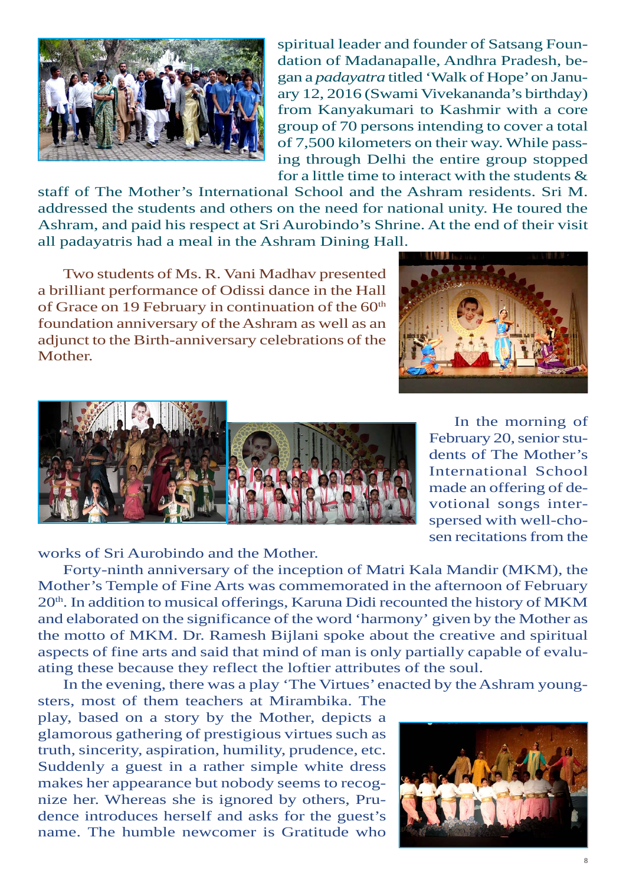spiritual leader and founder of Satsang Foundation of Madanapalle, Andhra Pradesh, began a *padayatra* titled 'Walk of Hope' on January 12, 2016 (Swami Vivekananda's birthday) from Kanyakumari to Kashmir with a core group of 70 persons intending to cover a total of 7,500 kilometers on their way. While passing through Delhi the entire group stopped for a little time to interact with the students & staff of The Mother's International School and the Ashram residents. Sri M. addressed the students and others on the need for national unity. He toured the Ashram, and paid his respect at Sri Aurobindo's Shrine. At the end of their visit all padayatris had a meal in the Ashram Dining Hall.

Two students of Ms. R. Vani Madhav presented a brilliant performance of Odissi dance in the Hall of Grace on 19 February in continuation of the 60th foundation anniversary of the Ashram as well as an adjunct to the Birth-anniversary celebrations of the Mother.

In the morning of February 20, senior students of The Mother's International School made an offering of devotional songs interspersed with well-chosen recitations from the works of Sri Aurobindo and the Mother.

Forty-ninth anniversary of the inception of Matri Kala Mandir (MKM), the Mother's Temple of Fine Arts was commemorated in the afternoon of February 20th. In addition to musical offerings, Karuna Didi recounted the history of MKM and elaborated on the significance of the word 'harmony' given by the Mother as the motto of MKM. Dr. Ramesh Bijlani spoke about the creative and spiritual aspects of fine arts and said that mind of man is only partially capable of evaluating these because they reflect the loftier attributes of the soul.

In the evening, there was a play 'The Virtues' enacted by the Ashram youngsters, most of them teachers at Mirambika. The play, based on a story by the Mother, depicts a glamorous gathering of prestigious virtues such as truth, sincerity, aspiration, humility, prudence, etc. Suddenly a guest in a rather simple white dress makes her appearance but nobody seems to recognize her. Whereas she is ignored by others, Prudence introduces herself and asks for the guest's name. The humble newcomer is Gratitude who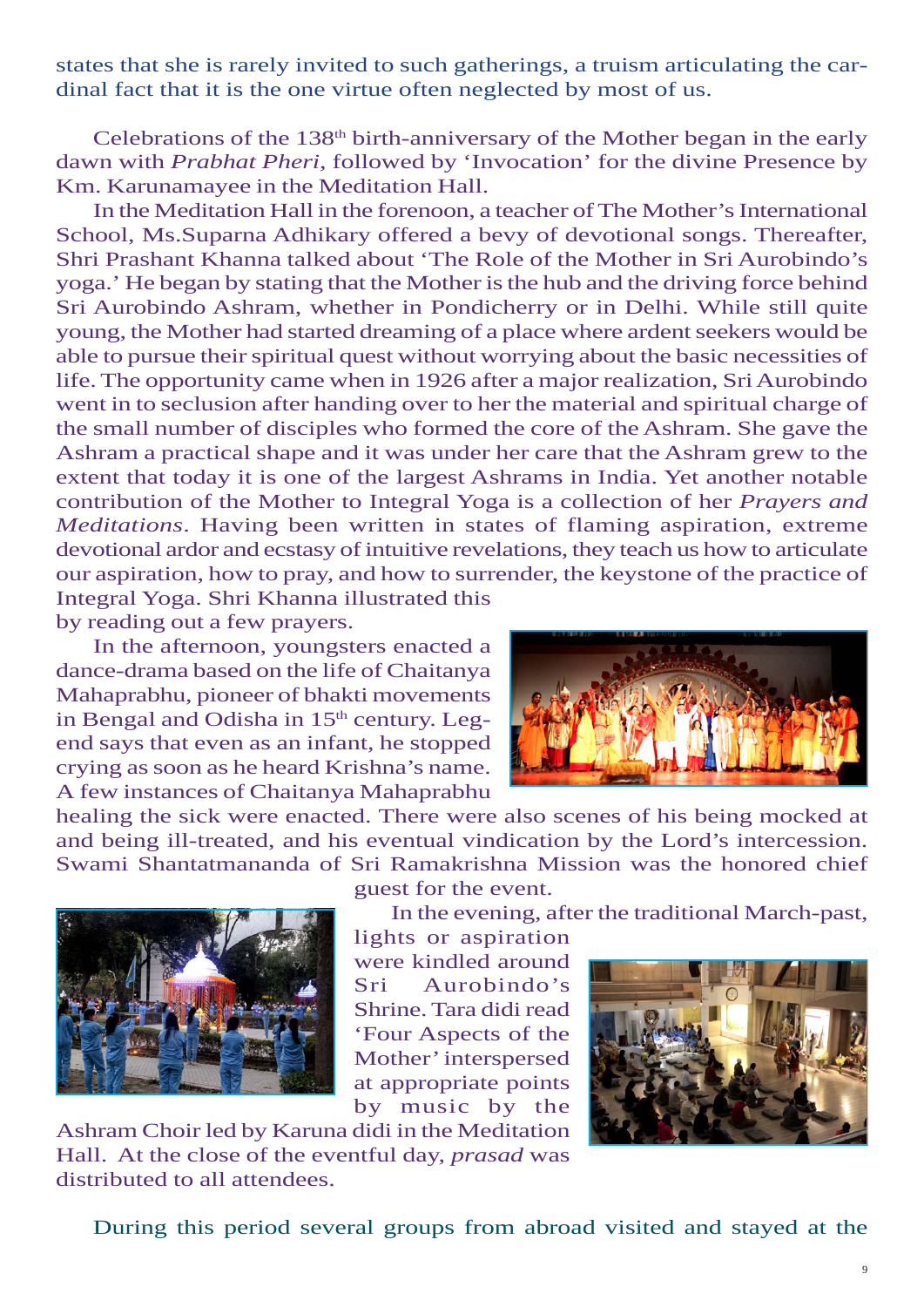states that she is rarely invited to such gatherings, a truism articulating the cardinal fact that it is the one virtue often neglected by most of us.

Celebrations of the 138th birth-anniversary of the Mother began in the early dawn with *Prabhat Pheri*, followed by 'Invocation' for the divine Presence by Km. Karunamayee in the Meditation Hall.

In the Meditation Hall in the forenoon, a teacher of The Mother's International School, Ms.Suparna Adhikary offered a bevy of devotional songs. Thereafter, Shri Prashant Khanna talked about 'The Role of the Mother in Sri Aurobindo's yoga.' He began by stating that the Mother is the hub and the driving force behind Sri Aurobindo Ashram, whether in Pondicherry or in Delhi. While still quite young, the Mother had started dreaming of a place where ardent seekers would be able to pursue their spiritual quest without worrying about the basic necessities of life. The opportunity came when in 1926 after a major realization, Sri Aurobindo went in to seclusion after handing over to her the material and spiritual charge of the small number of disciples who formed the core of the Ashram. She gave the Ashram a practical shape and it was under her care that the Ashram grew to the extent that today it is one of the largest Ashrams in India. Yet another notable contribution of the Mother to Integral Yoga is a collection of her *Prayers and Meditations*. Having been written in states of flaming aspiration, extreme devotional ardor and ecstasy of intuitive revelations, they teach us how to articulate our aspiration, how to pray, and how to surrender, the keystone of the practice of Integral Yoga. Shri Khanna illustrated this by reading out a few prayers.

In the afternoon, youngsters enacted a dance-drama based on the life of Chaitanya Mahaprabhu, pioneer of bhakti movements in Bengal and Odisha in 15th century. Legend says that even as an infant, he stopped crying as soon as he heard Krishna's name. A few instances of Chaitanya Mahaprabhu healing the sick were enacted. There were also scenes of his being mocked at and being ill-treated, and his eventual vindication by the Lord's intercession. Swami Shantatmananda of Sri Ramakrishna Mission was the honored chief guest for the event.

In the evening, after the traditional March-past, lights or aspiration were kindled around Sri Aurobindo's Shrine. Tara didi read 'Four Aspects of the Mother' interspersed at appropriate points by music by the Ashram Choir led by Karuna didi in the Meditation Hall. At the close of the eventful day, *prasad* was distributed to all attendees.

During this period several groups from abroad visited and stayed at the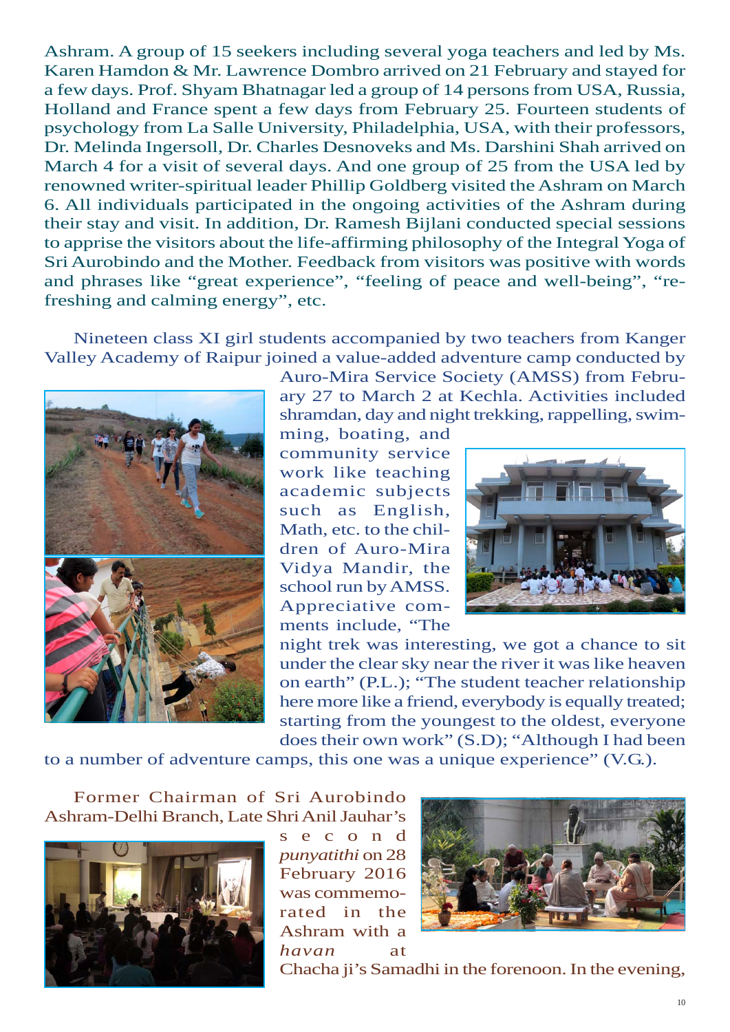Ashram. A group of 15 seekers including several yoga teachers and led by Ms. Karen Hamdon & Mr. Lawrence Dombro arrived on 21 February and stayed for a few days. Prof. Shyam Bhatnagar led a group of 14 persons from USA, Russia, Holland and France spent a few days from February 25. Fourteen students of psychology from La Salle University, Philadelphia, USA, with their professors, Dr. Melinda Ingersoll, Dr. Charles Desnoveks and Ms. Darshini Shah arrived on March 4 for a visit of several days. And one group of 25 from the USA led by renowned writer-spiritual leader Phillip Goldberg visited the Ashram on March 6. All individuals participated in the ongoing activities of the Ashram during their stay and visit. In addition, Dr. Ramesh Bijlani conducted special sessions to apprise the visitors about the life-affirming philosophy of the Integral Yoga of Sri Aurobindo and the Mother. Feedback from visitors was positive with words and phrases like "great experience", "feeling of peace and well-being", "refreshing and calming energy", etc.

Nineteen class XI girl students accompanied by two teachers from Kanger Valley Academy of Raipur joined a value-added adventure camp conducted by Auro-Mira Service Society (AMSS) from February 27 to March 2 at Kechla. Activities included shramdan, day and night trekking, rappelling, swimming, boating, and community service work like teaching academic subjects such as English, Math, etc. to the children of Auro-Mira Vidya Mandir, the school run by AMSS. Appreciative comments include, "The night trek was interesting, we got a chance to sit under the clear sky near the river it was like heaven on earth" (P.L.); "The student teacher relationship here more like a friend, everybody is equally treated; starting from the youngest to the oldest, everyone does their own work" (S.D); "Although I had been to a number of adventure camps, this one was a unique experience" (V.G.).

Former Chairman of Sri Aurobindo Ashram-Delhi Branch, Late Shri Anil Jauhar's second *punyatithi* on 28 February 2016 was commemorated in the Ashram with a *havan* at Chacha ji's Samadhi in the forenoon. In the evening,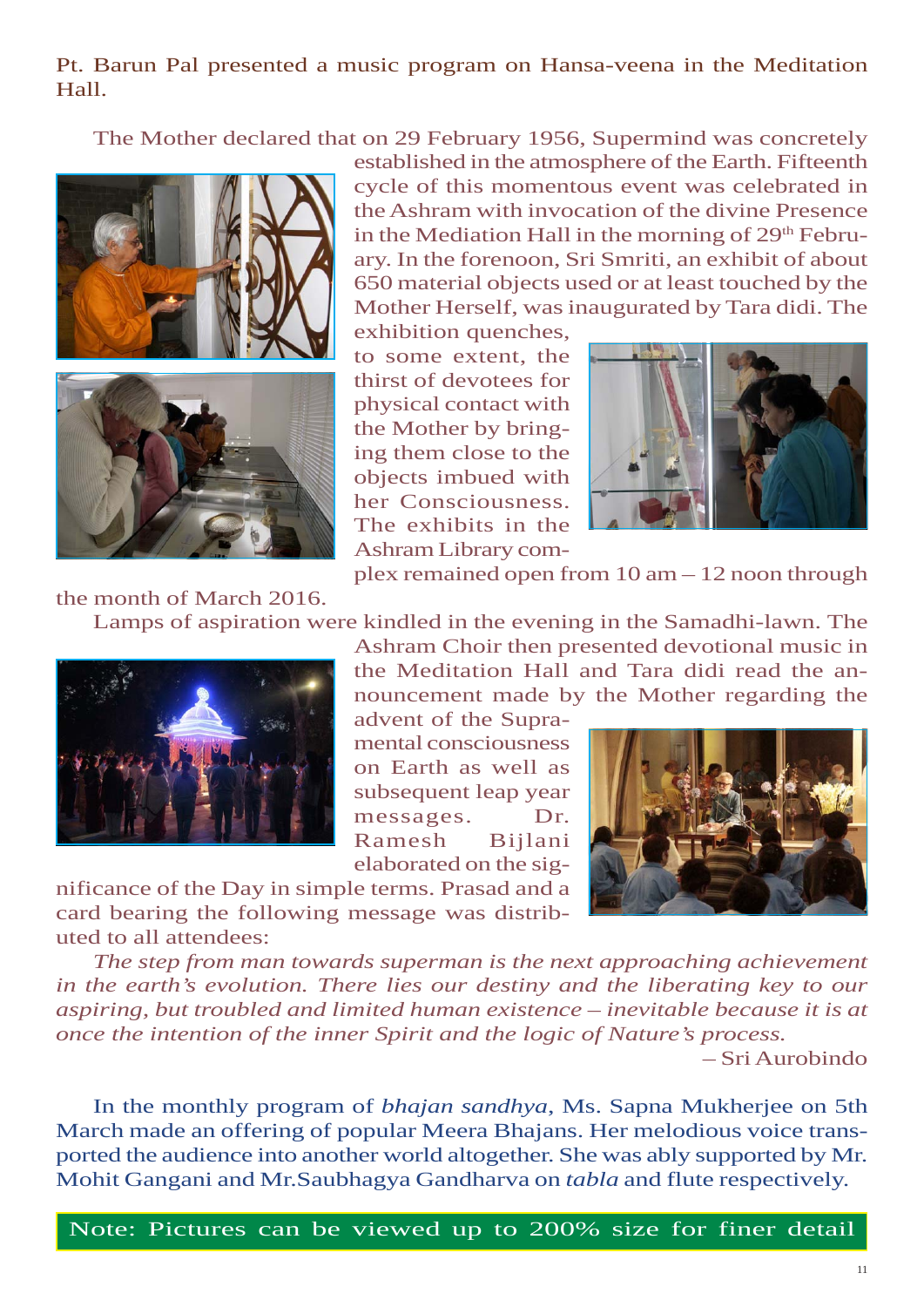Pt. Barun Pal presented a music program on Hansa-veena in the Meditation Hall.

The Mother declared that on 29 February 1956, Supermind was concretely established in the atmosphere of the Earth. Fifteenth cycle of this momentous event was celebrated in the Ashram with invocation of the divine Presence in the Mediation Hall in the morning of 29th February. In the forenoon, Sri Smriti, an exhibit of about 650 material objects used or at least touched by the Mother Herself, was inaugurated by Tara didi. The exhibition quenches, to some extent, the thirst of devotees for physical contact with the Mother by bringing them close to the objects imbued with her Consciousness. The exhibits in the Ashram Library complex remained open from 10 am – 12 noon through the month of March 2016.

Lamps of aspiration were kindled in the evening in the Samadhi-lawn. The Ashram Choir then presented devotional music in the Meditation Hall and Tara didi read the announcement made by the Mother regarding the advent of the Supramental consciousness on Earth as well as subsequent leap year messages. Dr. Ramesh Bijlani elaborated on the significance of the Day in simple terms. Prasad and a card bearing the following message was distributed to all attendees:

*The step from man towards superman is the next approaching achievement in the earth's evolution. There lies our destiny and the liberating key to our aspiring, but troubled and limited human existence – inevitable because it is at once the intention of the inner Spirit and the logic of Nature's process.*

– Sri Aurobindo

In the monthly program of *bhajan sandhya*, Ms. Sapna Mukherjee on 5th March made an offering of popular Meera Bhajans. Her melodious voice transported the audience into another world altogether. She was ably supported by Mr. Mohit Gangani and Mr.Saubhagya Gandharva on *tabla* and flute respectively.

Note: Pictures can be viewed up to 200% size for finer detail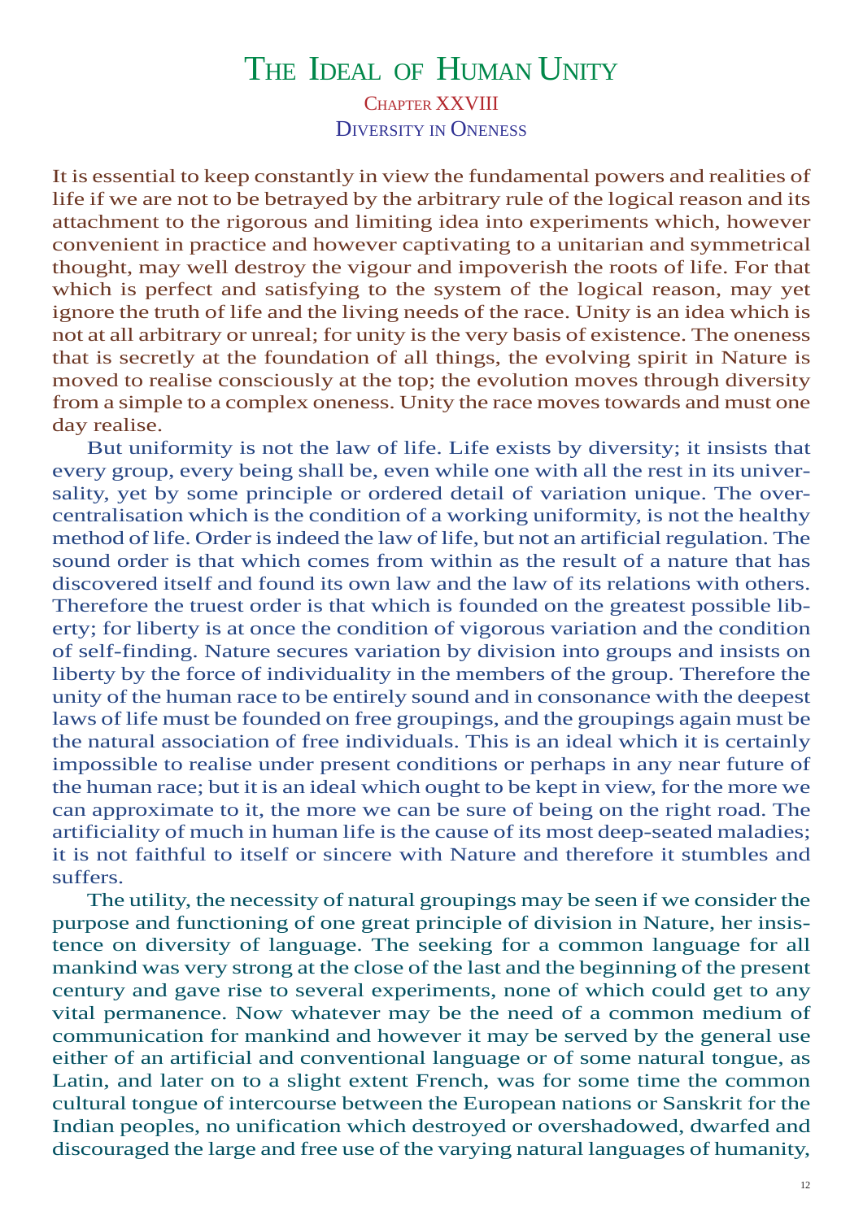# The Ideal of Human Unity

## Chapter XXVIII

## Diversity in Oneness

It is essential to keep constantly in view the fundamental powers and realities of life if we are not to be betrayed by the arbitrary rule of the logical reason and its attachment to the rigorous and limiting idea into experiments which, however convenient in practice and however captivating to a unitarian and symmetrical thought, may well destroy the vigour and impoverish the roots of life. For that which is perfect and satisfying to the system of the logical reason, may yet ignore the truth of life and the living needs of the race. Unity is an idea which is not at all arbitrary or unreal; for unity is the very basis of existence. The oneness that is secretly at the foundation of all things, the evolving spirit in Nature is moved to realise consciously at the top; the evolution moves through diversity from a simple to a complex oneness. Unity the race moves towards and must one day realise.

But uniformity is not the law of life. Life exists by diversity; it insists that every group, every being shall be, even while one with all the rest in its universality, yet by some principle or ordered detail of variation unique. The over-centralisation which is the condition of a working uniformity, is not the healthy method of life. Order is indeed the law of life, but not an artificial regulation. The sound order is that which comes from within as the result of a nature that has discovered itself and found its own law and the law of its relations with others. Therefore the truest order is that which is founded on the greatest possible liberty; for liberty is at once the condition of vigorous variation and the condition of self-finding. Nature secures variation by division into groups and insists on liberty by the force of individuality in the members of the group. Therefore the unity of the human race to be entirely sound and in consonance with the deepest laws of life must be founded on free groupings, and the groupings again must be the natural association of free individuals. This is an ideal which it is certainly impossible to realise under present conditions or perhaps in any near future of the human race; but it is an ideal which ought to be kept in view, for the more we can approximate to it, the more we can be sure of being on the right road. The artificiality of much in human life is the cause of its most deep-seated maladies; it is not faithful to itself or sincere with Nature and therefore it stumbles and suffers.

The utility, the necessity of natural groupings may be seen if we consider the purpose and functioning of one great principle of division in Nature, her insistence on diversity of language. The seeking for a common language for all mankind was very strong at the close of the last and the beginning of the present century and gave rise to several experiments, none of which could get to any vital permanence. Now whatever may be the need of a common medium of communication for mankind and however it may be served by the general use either of an artificial and conventional language or of some natural tongue, as Latin, and later on to a slight extent French, was for some time the common cultural tongue of intercourse between the European nations or Sanskrit for the Indian peoples, no unification which destroyed or overshadowed, dwarfed and discouraged the large and free use of the varying natural languages of humanity,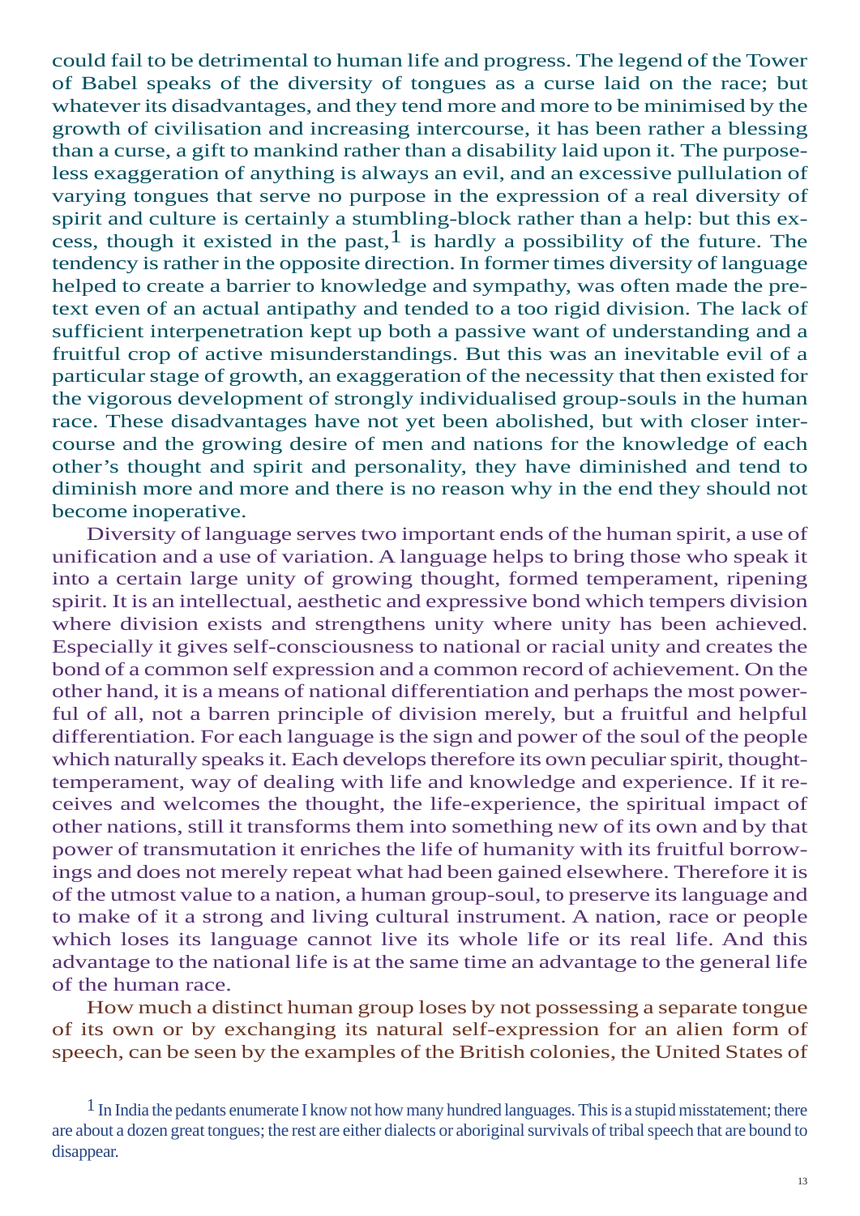could fail to be detrimental to human life and progress. The legend of the Tower of Babel speaks of the diversity of tongues as a curse laid on the race; but whatever its disadvantages, and they tend more and more to be minimised by the growth of civilisation and increasing intercourse, it has been rather a blessing than a curse, a gift to mankind rather than a disability laid upon it. The purposeless exaggeration of anything is always an evil, and an excessive pullulation of varying tongues that serve no purpose in the expression of a real diversity of spirit and culture is certainly a stumbling-block rather than a help: but this excess, though it existed in the past,[1] is hardly a possibility of the future. The tendency is rather in the opposite direction. In former times diversity of language helped to create a barrier to knowledge and sympathy, was often made the pretext even of an actual antipathy and tended to a too rigid division. The lack of sufficient interpenetration kept up both a passive want of understanding and a fruitful crop of active misunderstandings. But this was an inevitable evil of a particular stage of growth, an exaggeration of the necessity that then existed for the vigorous development of strongly individualised group-souls in the human race. These disadvantages have not yet been abolished, but with closer intercourse and the growing desire of men and nations for the knowledge of each other's thought and spirit and personality, they have diminished and tend to diminish more and more and there is no reason why in the end they should not become inoperative.

Diversity of language serves two important ends of the human spirit, a use of unification and a use of variation. A language helps to bring those who speak it into a certain large unity of growing thought, formed temperament, ripening spirit. It is an intellectual, aesthetic and expressive bond which tempers division where division exists and strengthens unity where unity has been achieved. Especially it gives self-consciousness to national or racial unity and creates the bond of a common self expression and a common record of achievement. On the other hand, it is a means of national differentiation and perhaps the most powerful of all, not a barren principle of division merely, but a fruitful and helpful differentiation. For each language is the sign and power of the soul of the people which naturally speaks it. Each develops therefore its own peculiar spirit, thought-temperament, way of dealing with life and knowledge and experience. If it receives and welcomes the thought, the life-experience, the spiritual impact of other nations, still it transforms them into something new of its own and by that power of transmutation it enriches the life of humanity with its fruitful borrowings and does not merely repeat what had been gained elsewhere. Therefore it is of the utmost value to a nation, a human group-soul, to preserve its language and to make of it a strong and living cultural instrument. A nation, race or people which loses its language cannot live its whole life or its real life. And this advantage to the national life is at the same time an advantage to the general life of the human race.

How much a distinct human group loses by not possessing a separate tongue of its own or by exchanging its natural self-expression for an alien form of speech, can be seen by the examples of the British colonies, the United States of

[1] In India the pedants enumerate I know not how many hundred languages. This is a stupid misstatement; there are about a dozen great tongues; the rest are either dialects or aboriginal survivals of tribal speech that are bound to disappear.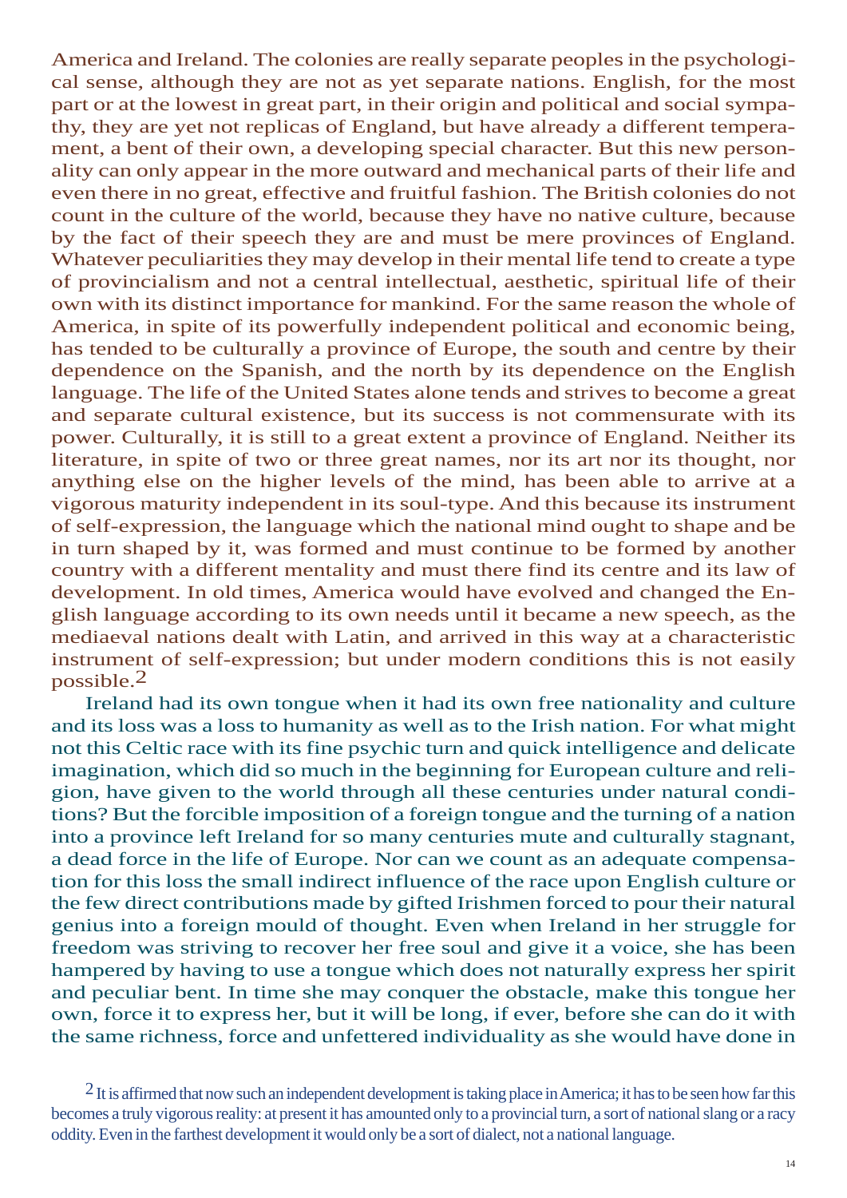America and Ireland. The colonies are really separate peoples in the psychological sense, although they are not as yet separate nations. English, for the most part or at the lowest in great part, in their origin and political and social sympathy, they are yet not replicas of England, but have already a different temperament, a bent of their own, a developing special character. But this new personality can only appear in the more outward and mechanical parts of their life and even there in no great, effective and fruitful fashion. The British colonies do not count in the culture of the world, because they have no native culture, because by the fact of their speech they are and must be mere provinces of England. Whatever peculiarities they may develop in their mental life tend to create a type of provincialism and not a central intellectual, aesthetic, spiritual life of their own with its distinct importance for mankind. For the same reason the whole of America, in spite of its powerfully independent political and economic being, has tended to be culturally a province of Europe, the south and centre by their dependence on the Spanish, and the north by its dependence on the English language. The life of the United States alone tends and strives to become a great and separate cultural existence, but its success is not commensurate with its power. Culturally, it is still to a great extent a province of England. Neither its literature, in spite of two or three great names, nor its art nor its thought, nor anything else on the higher levels of the mind, has been able to arrive at a vigorous maturity independent in its soul-type. And this because its instrument of self-expression, the language which the national mind ought to shape and be in turn shaped by it, was formed and must continue to be formed by another country with a different mentality and must there find its centre and its law of development. In old times, America would have evolved and changed the English language according to its own needs until it became a new speech, as the mediaeval nations dealt with Latin, and arrived in this way at a characteristic instrument of self-expression; but under modern conditions this is not easily possible.[2]

Ireland had its own tongue when it had its own free nationality and culture and its loss was a loss to humanity as well as to the Irish nation. For what might not this Celtic race with its fine psychic turn and quick intelligence and delicate imagination, which did so much in the beginning for European culture and religion, have given to the world through all these centuries under natural conditions? But the forcible imposition of a foreign tongue and the turning of a nation into a province left Ireland for so many centuries mute and culturally stagnant, a dead force in the life of Europe. Nor can we count as an adequate compensation for this loss the small indirect influence of the race upon English culture or the few direct contributions made by gifted Irishmen forced to pour their natural genius into a foreign mould of thought. Even when Ireland in her struggle for freedom was striving to recover her free soul and give it a voice, she has been hampered by having to use a tongue which does not naturally express her spirit and peculiar bent. In time she may conquer the obstacle, make this tongue her own, force it to express her, but it will be long, if ever, before she can do it with the same richness, force and unfettered individuality as she would have done in

[2] It is affirmed that now such an independent development is taking place in America; it has to be seen how far this becomes a truly vigorous reality: at present it has amounted only to a provincial turn, a sort of national slang or a racy oddity. Even in the farthest development it would only be a sort of dialect, not a national language.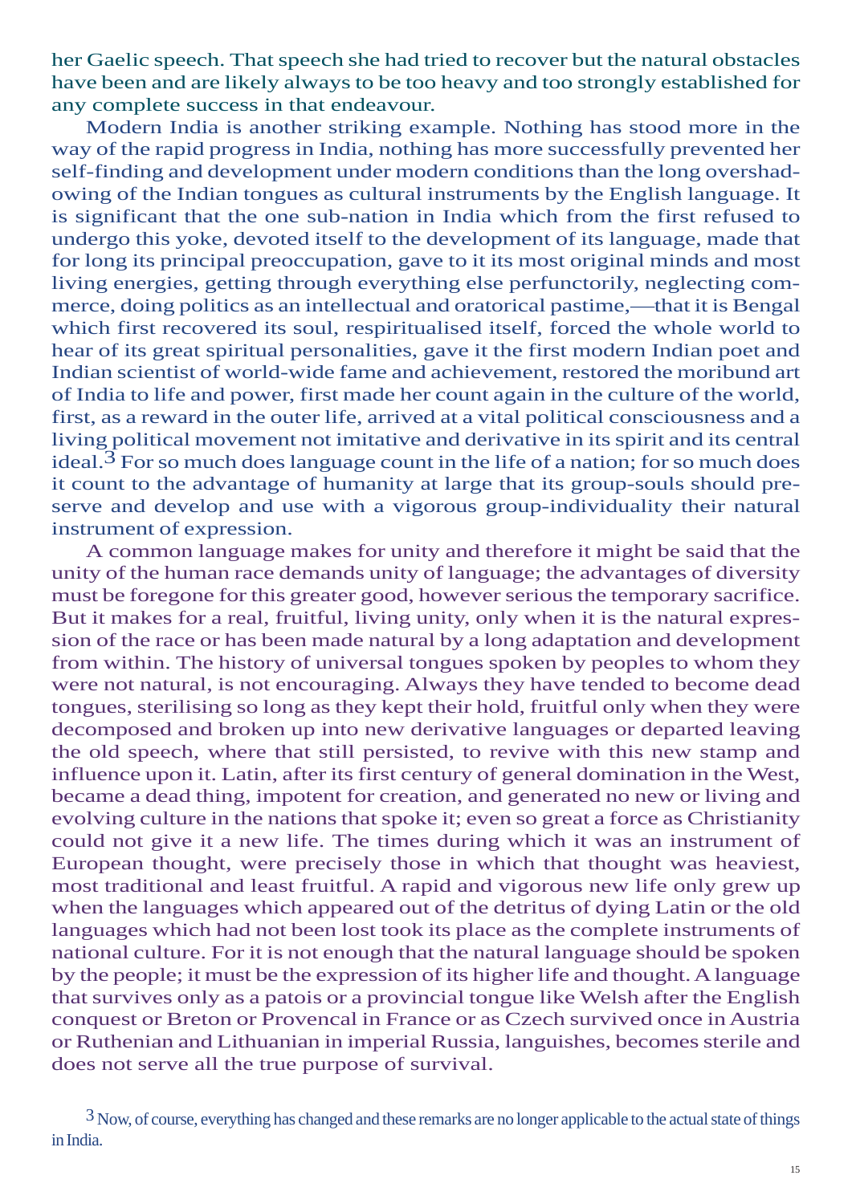her Gaelic speech. That speech she had tried to recover but the natural obstacles have been and are likely always to be too heavy and too strongly established for any complete success in that endeavour.

Modern India is another striking example. Nothing has stood more in the way of the rapid progress in India, nothing has more successfully prevented her self-finding and development under modern conditions than the long overshadowing of the Indian tongues as cultural instruments by the English language. It is significant that the one sub-nation in India which from the first refused to undergo this yoke, devoted itself to the development of its language, made that for long its principal preoccupation, gave to it its most original minds and most living energies, getting through everything else perfunctorily, neglecting commerce, doing politics as an intellectual and oratorical pastime,—that it is Bengal which first recovered its soul, respiritualised itself, forced the whole world to hear of its great spiritual personalities, gave it the first modern Indian poet and Indian scientist of world-wide fame and achievement, restored the moribund art of India to life and power, first made her count again in the culture of the world, first, as a reward in the outer life, arrived at a vital political consciousness and a living political movement not imitative and derivative in its spirit and its central ideal.[3] For so much does language count in the life of a nation; for so much does it count to the advantage of humanity at large that its group-souls should preserve and develop and use with a vigorous group-individuality their natural instrument of expression.

A common language makes for unity and therefore it might be said that the unity of the human race demands unity of language; the advantages of diversity must be foregone for this greater good, however serious the temporary sacrifice. But it makes for a real, fruitful, living unity, only when it is the natural expression of the race or has been made natural by a long adaptation and development from within. The history of universal tongues spoken by peoples to whom they were not natural, is not encouraging. Always they have tended to become dead tongues, sterilising so long as they kept their hold, fruitful only when they were decomposed and broken up into new derivative languages or departed leaving the old speech, where that still persisted, to revive with this new stamp and influence upon it. Latin, after its first century of general domination in the West, became a dead thing, impotent for creation, and generated no new or living and evolving culture in the nations that spoke it; even so great a force as Christianity could not give it a new life. The times during which it was an instrument of European thought, were precisely those in which that thought was heaviest, most traditional and least fruitful. A rapid and vigorous new life only grew up when the languages which appeared out of the detritus of dying Latin or the old languages which had not been lost took its place as the complete instruments of national culture. For it is not enough that the natural language should be spoken by the people; it must be the expression of its higher life and thought. A language that survives only as a patois or a provincial tongue like Welsh after the English conquest or Breton or Provencal in France or as Czech survived once in Austria or Ruthenian and Lithuanian in imperial Russia, languishes, becomes sterile and does not serve all the true purpose of survival.

[3] Now, of course, everything has changed and these remarks are no longer applicable to the actual state of things in India.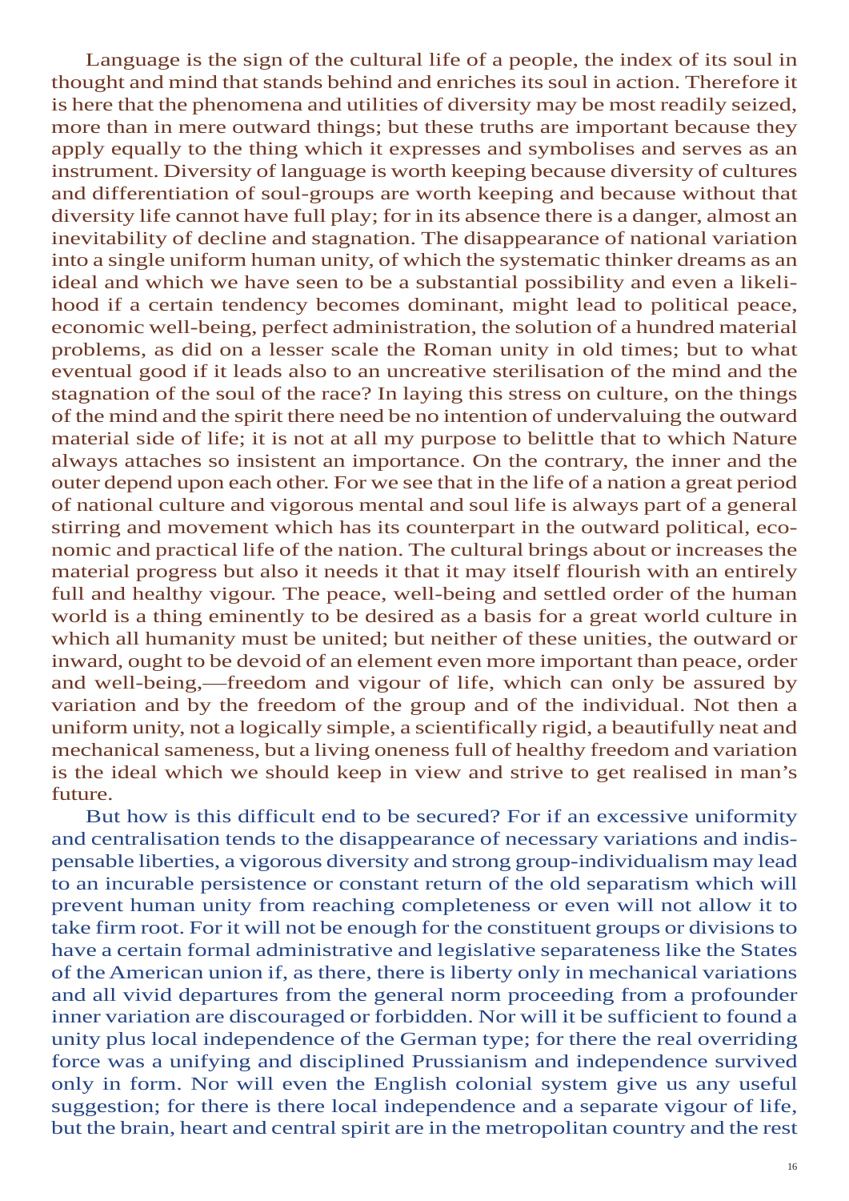Language is the sign of the cultural life of a people, the index of its soul in thought and mind that stands behind and enriches its soul in action. Therefore it is here that the phenomena and utilities of diversity may be most readily seized, more than in mere outward things; but these truths are important because they apply equally to the thing which it expresses and symbolises and serves as an instrument. Diversity of language is worth keeping because diversity of cultures and differentiation of soul-groups are worth keeping and because without that diversity life cannot have full play; for in its absence there is a danger, almost an inevitability of decline and stagnation. The disappearance of national variation into a single uniform human unity, of which the systematic thinker dreams as an ideal and which we have seen to be a substantial possibility and even a likelihood if a certain tendency becomes dominant, might lead to political peace, economic well-being, perfect administration, the solution of a hundred material problems, as did on a lesser scale the Roman unity in old times; but to what eventual good if it leads also to an uncreative sterilisation of the mind and the stagnation of the soul of the race? In laying this stress on culture, on the things of the mind and the spirit there need be no intention of undervaluing the outward material side of life; it is not at all my purpose to belittle that to which Nature always attaches so insistent an importance. On the contrary, the inner and the outer depend upon each other. For we see that in the life of a nation a great period of national culture and vigorous mental and soul life is always part of a general stirring and movement which has its counterpart in the outward political, economic and practical life of the nation. The cultural brings about or increases the material progress but also it needs it that it may itself flourish with an entirely full and healthy vigour. The peace, well-being and settled order of the human world is a thing eminently to be desired as a basis for a great world culture in which all humanity must be united; but neither of these unities, the outward or inward, ought to be devoid of an element even more important than peace, order and well-being,—freedom and vigour of life, which can only be assured by variation and by the freedom of the group and of the individual. Not then a uniform unity, not a logically simple, a scientifically rigid, a beautifully neat and mechanical sameness, but a living oneness full of healthy freedom and variation is the ideal which we should keep in view and strive to get realised in man's future.

But how is this difficult end to be secured? For if an excessive uniformity and centralisation tends to the disappearance of necessary variations and indispensable liberties, a vigorous diversity and strong group-individualism may lead to an incurable persistence or constant return of the old separatism which will prevent human unity from reaching completeness or even will not allow it to take firm root. For it will not be enough for the constituent groups or divisions to have a certain formal administrative and legislative separateness like the States of the American union if, as there, there is liberty only in mechanical variations and all vivid departures from the general norm proceeding from a profounder inner variation are discouraged or forbidden. Nor will it be sufficient to found a unity plus local independence of the German type; for there the real overriding force was a unifying and disciplined Prussianism and independence survived only in form. Nor will even the English colonial system give us any useful suggestion; for there is there local independence and a separate vigour of life, but the brain, heart and central spirit are in the metropolitan country and the rest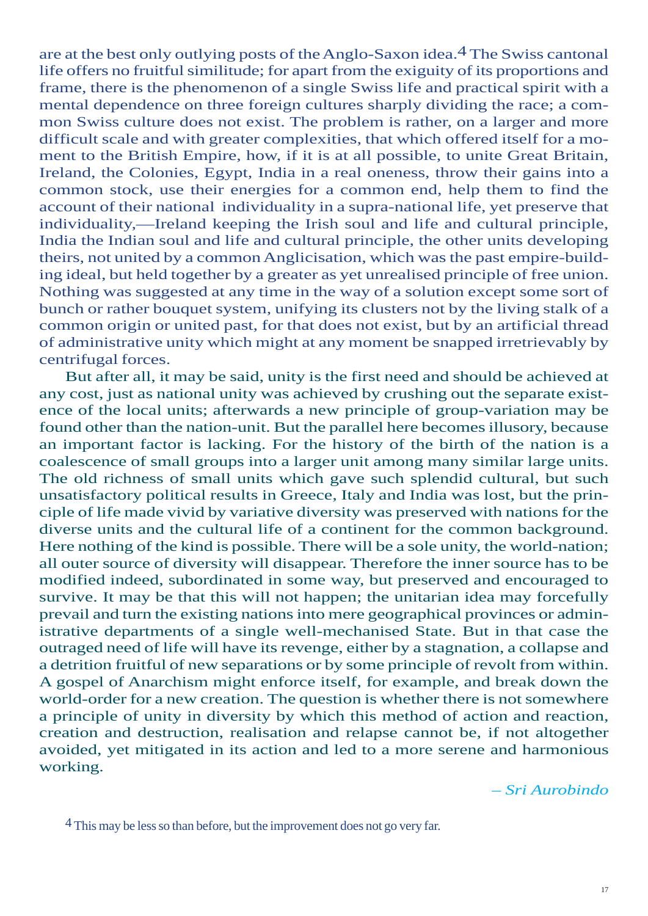are at the best only outlying posts of the Anglo-Saxon idea.[4] The Swiss cantonal life offers no fruitful similitude; for apart from the exiguity of its proportions and frame, there is the phenomenon of a single Swiss life and practical spirit with a mental dependence on three foreign cultures sharply dividing the race; a common Swiss culture does not exist. The problem is rather, on a larger and more difficult scale and with greater complexities, that which offered itself for a moment to the British Empire, how, if it is at all possible, to unite Great Britain, Ireland, the Colonies, Egypt, India in a real oneness, throw their gains into a common stock, use their energies for a common end, help them to find the account of their national individuality in a supra-national life, yet preserve that individuality,—Ireland keeping the Irish soul and life and cultural principle, India the Indian soul and life and cultural principle, the other units developing theirs, not united by a common Anglicisation, which was the past empire-building ideal, but held together by a greater as yet unrealised principle of free union. Nothing was suggested at any time in the way of a solution except some sort of bunch or rather bouquet system, unifying its clusters not by the living stalk of a common origin or united past, for that does not exist, but by an artificial thread of administrative unity which might at any moment be snapped irretrievably by centrifugal forces.

But after all, it may be said, unity is the first need and should be achieved at any cost, just as national unity was achieved by crushing out the separate existence of the local units; afterwards a new principle of group-variation may be found other than the nation-unit. But the parallel here becomes illusory, because an important factor is lacking. For the history of the birth of the nation is a coalescence of small groups into a larger unit among many similar large units. The old richness of small units which gave such splendid cultural, but such unsatisfactory political results in Greece, Italy and India was lost, but the principle of life made vivid by variative diversity was preserved with nations for the diverse units and the cultural life of a continent for the common background. Here nothing of the kind is possible. There will be a sole unity, the world-nation; all outer source of diversity will disappear. Therefore the inner source has to be modified indeed, subordinated in some way, but preserved and encouraged to survive. It may be that this will not happen; the unitarian idea may forcefully prevail and turn the existing nations into mere geographical provinces or administrative departments of a single well-mechanised State. But in that case the outraged need of life will have its revenge, either by a stagnation, a collapse and a detrition fruitful of new separations or by some principle of revolt from within. A gospel of Anarchism might enforce itself, for example, and break down the world-order for a new creation. The question is whether there is not somewhere a principle of unity in diversity by which this method of action and reaction, creation and destruction, realisation and relapse cannot be, if not altogether avoided, yet mitigated in its action and led to a more serene and harmonious working.

*– Sri Aurobindo*

[4] This may be less so than before, but the improvement does not go very far.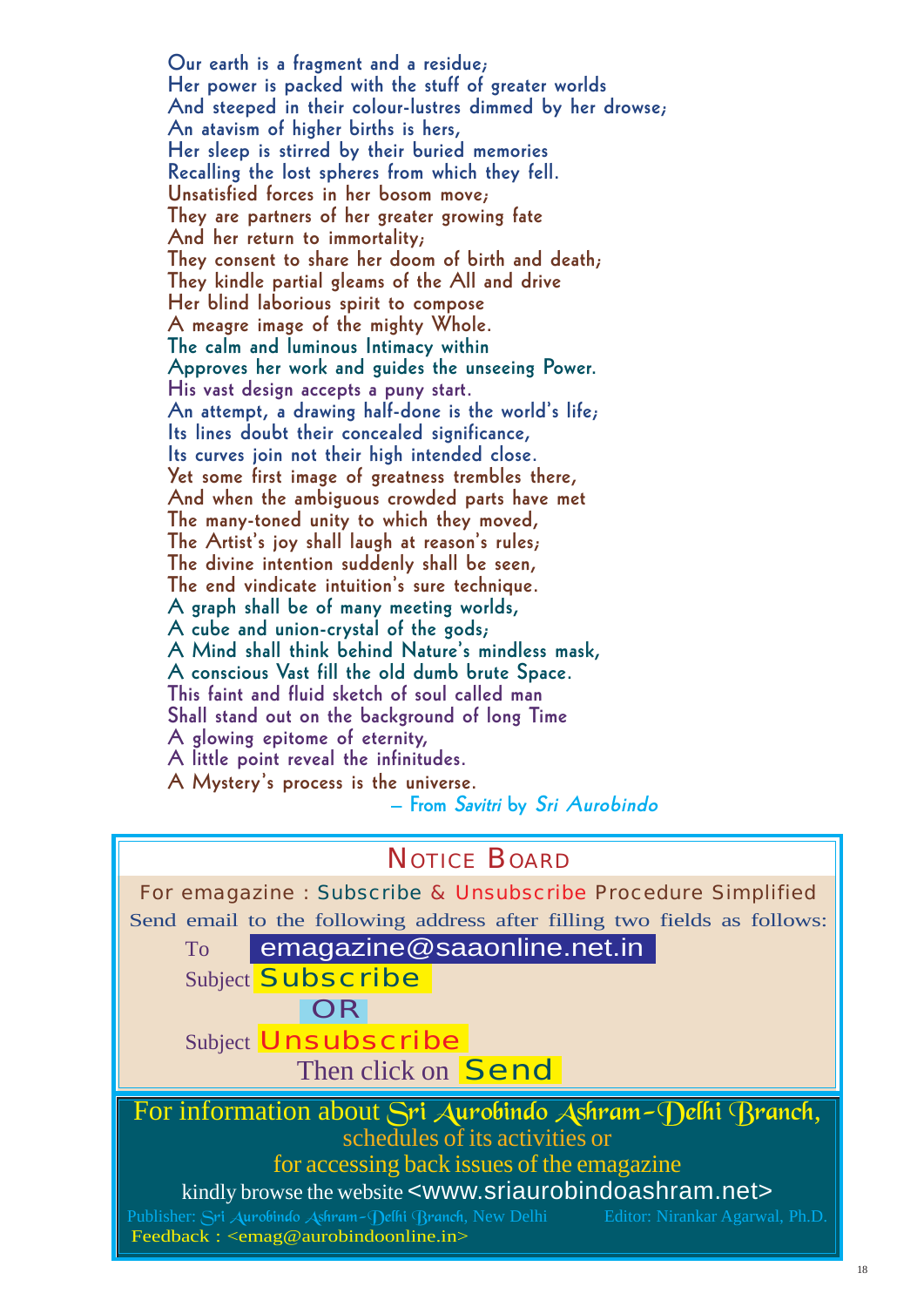Our earth is a fragment and a residue;
Her power is packed with the stuff of greater worlds
And steeped in their colour-lustres dimmed by her drowse;
An atavism of higher births is hers,
Her sleep is stirred by their buried memories
Recalling the lost spheres from which they fell.
Unsatisfied forces in her bosom move;
They are partners of her greater growing fate
And her return to immortality;
They consent to share her doom of birth and death;
They kindle partial gleams of the All and drive
Her blind laborious spirit to compose
A meagre image of the mighty Whole.
The calm and luminous Intimacy within
Approves her work and guides the unseeing Power.
His vast design accepts a puny start.
An attempt, a drawing half-done is the world's life;
Its lines doubt their concealed significance,
Its curves join not their high intended close.
Yet some first image of greatness trembles there,
And when the ambiguous crowded parts have met
The many-toned unity to which they moved,
The Artist's joy shall laugh at reason's rules;
The divine intention suddenly shall be seen,
The end vindicate intuition's sure technique.
A graph shall be of many meeting worlds,
A cube and union-crystal of the gods;
A Mind shall think behind Nature's mindless mask,
A conscious Vast fill the old dumb brute Space.
This faint and fluid sketch of soul called man
Shall stand out on the background of long Time
A glowing epitome of eternity,
A little point reveal the infinitudes.
A Mystery's process is the universe.

— From *Savitri* by *Sri Aurobindo*

## NOTICE BOARD

For emagazine : Subscribe & Unsubscribe Procedure Simplified

Send email to the following address after filling two fields as follows:

To emagazine@saaonline.net.in

Subject Subscribe

OR

Subject Unsubscribe

Then click on Send

For information about Sri Aurobindo Ashram-Delhi Branch, schedules of its activities or for accessing back issues of the emagazine kindly browse the website <www.sriaurobindoashram.net>

Publisher: Sri Aurobindo Ashram-Delhi Branch, New Delhi    Editor: Nirankar Agarwal, Ph.D.

Feedback : <emag@aurobindoonline.in>